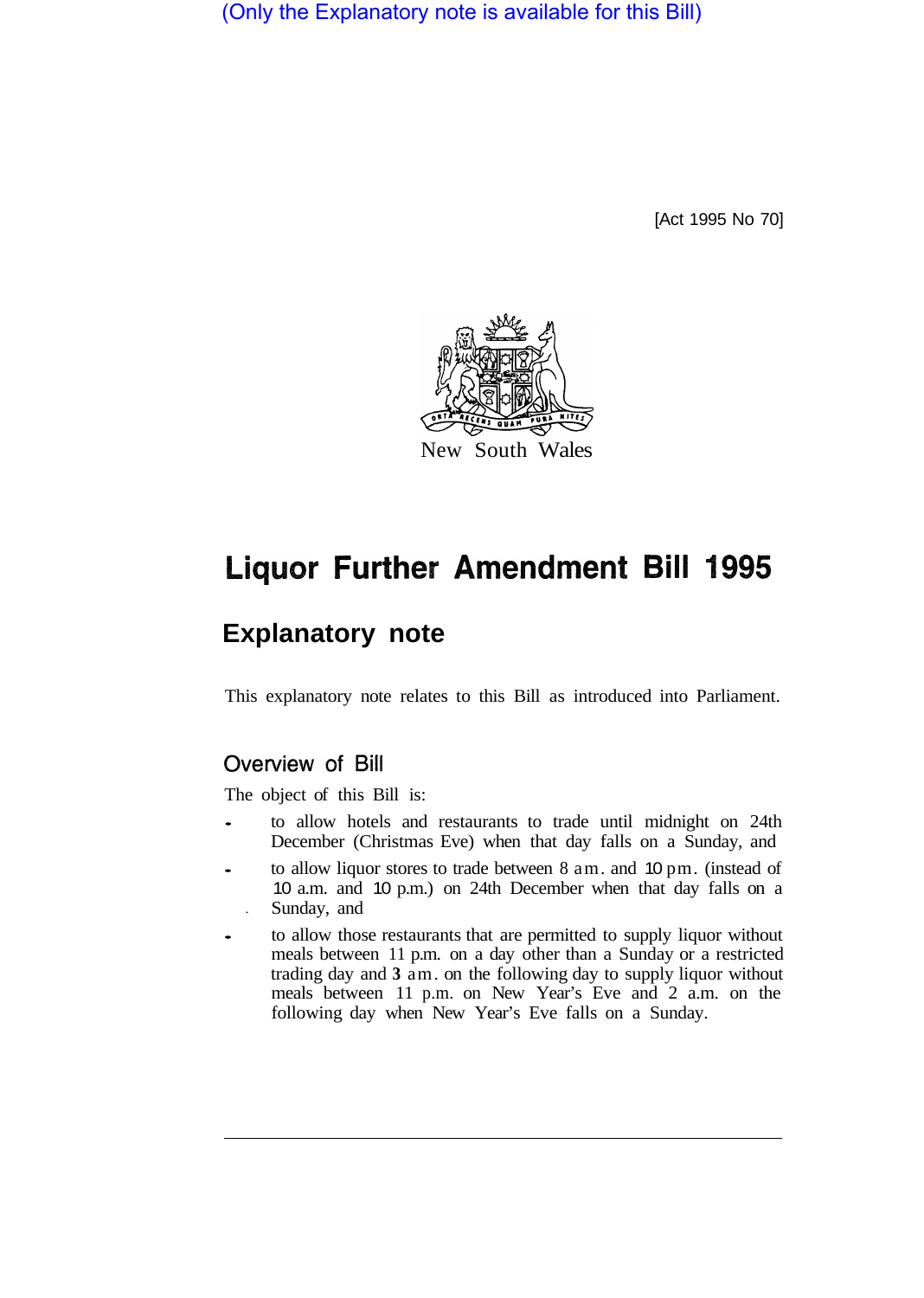(Only the Explanatory note is available for this Bill)

[Act 1995 No 70]

New South Wales

# Liquor Further Amendment Bill 1995

## Explanatory note

This explanatory note relates to this Bill as introduced into Parliament.

### Overview of Bill

The object of this Bill is:

- to allow hotels and restaurants to trade until midnight on 24th December (Christmas Eve) when that day falls on a Sunday, and
- to allow liquor stores to trade between 8 a.m. and 10 p.m. (instead of 10 a.m. and 10 p.m.) on 24th December when that day falls on a Sunday, and
- to allow those restaurants that are permitted to supply liquor without meals between 11 p.m. on a day other than a Sunday or a restricted trading day and 3 a.m. on the following day to supply liquor without meals between 11 p.m. on New Year's Eve and 2 a.m. on the following day when New Year's Eve falls on a Sunday.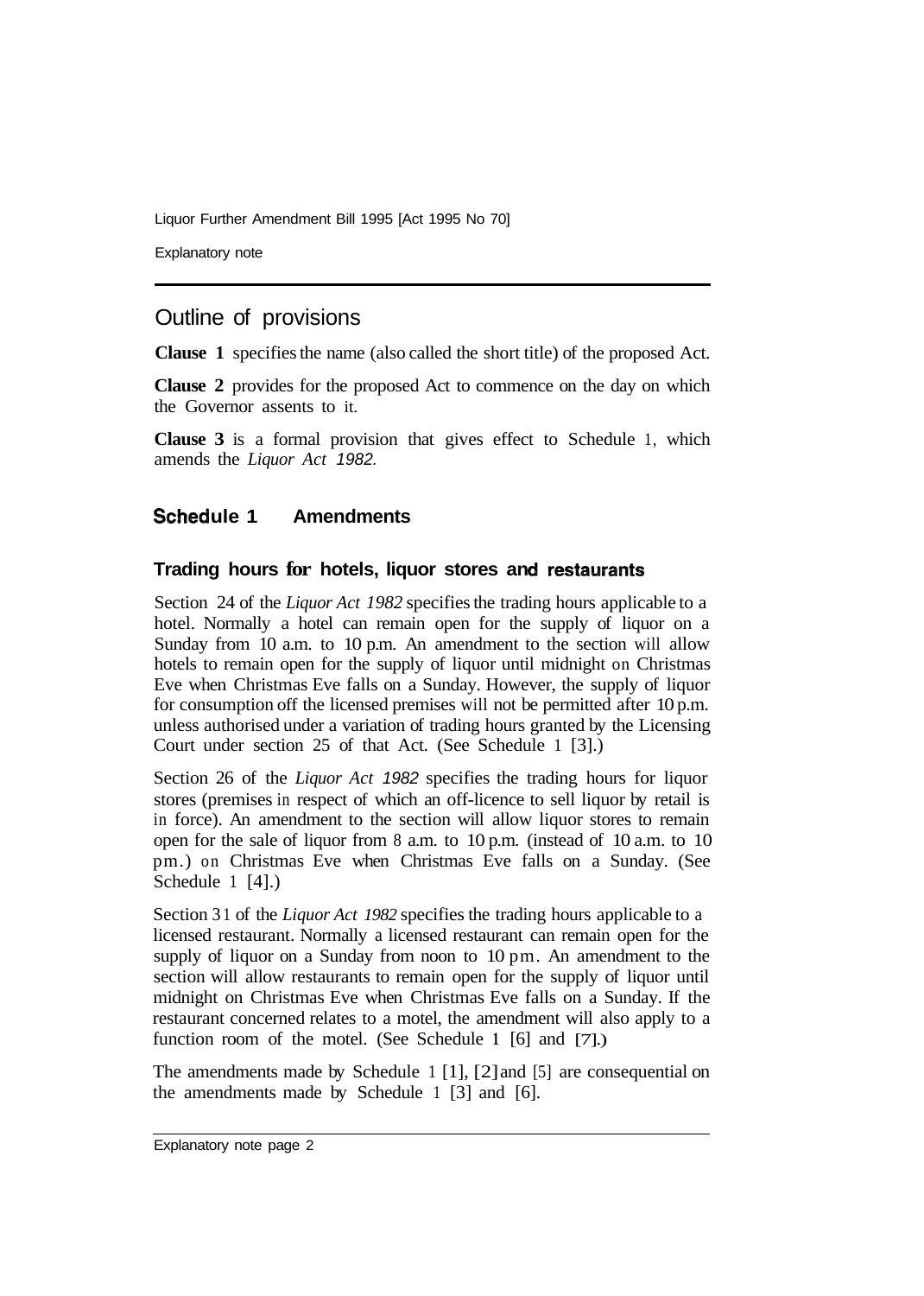## Outline of provisions

**Clause 1** specifies the name (also called the short title) of the proposed Act.

**Clause 2** provides for the proposed Act to commence on the day on which the Governor assents to it.

**Clause 3** is a formal provision that gives effect to Schedule 1, which amends the *Liquor Act 1982.*

### Schedule 1 Amendments

#### Trading hours for hotels, liquor stores and restaurants

Section 24 of the *Liquor Act 1982* specifies the trading hours applicable to a hotel. Normally a hotel can remain open for the supply of liquor on a Sunday from 10 a.m. to 10 p.m. An amendment to the section will allow hotels to remain open for the supply of liquor until midnight on Christmas Eve when Christmas Eve falls on a Sunday. However, the supply of liquor for consumption off the licensed premises will not be permitted after 10 p.m. unless authorised under a variation of trading hours granted by the Licensing Court under section 25 of that Act. (See Schedule 1 [3].)

Section 26 of the *Liquor Act 1982* specifies the trading hours for liquor stores (premises in respect of which an off-licence to sell liquor by retail is in force). An amendment to the section will allow liquor stores to remain open for the sale of liquor from 8 a.m. to 10 p.m. (instead of 10 a.m. to 10 pm.) on Christmas Eve when Christmas Eve falls on a Sunday. (See Schedule 1 [4].)

Section 31 of the *Liquor Act 1982* specifies the trading hours applicable to a licensed restaurant. Normally a licensed restaurant can remain open for the supply of liquor on a Sunday from noon to 10 pm. An amendment to the section will allow restaurants to remain open for the supply of liquor until midnight on Christmas Eve when Christmas Eve falls on a Sunday. If the restaurant concerned relates to a motel, the amendment will also apply to a function room of the motel. (See Schedule 1 [6] and [7].)

The amendments made by Schedule 1 [1], [2] and [5] are consequential on the amendments made by Schedule 1 [3] and [6].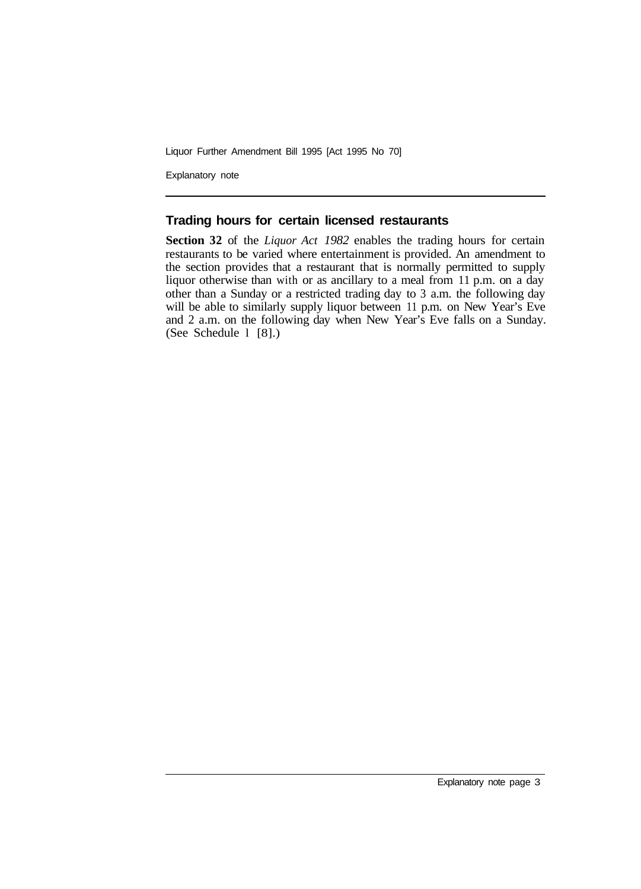## Trading hours for certain licensed restaurants

**Section 32** of the *Liquor Act 1982* enables the trading hours for certain restaurants to be varied where entertainment is provided. An amendment to the section provides that a restaurant that is normally permitted to supply liquor otherwise than with or as ancillary to a meal from 11 p.m. on a day other than a Sunday or a restricted trading day to 3 a.m. the following day will be able to similarly supply liquor between 11 p.m. on New Year's Eve and 2 a.m. on the following day when New Year's Eve falls on a Sunday. (See Schedule 1 [8].)